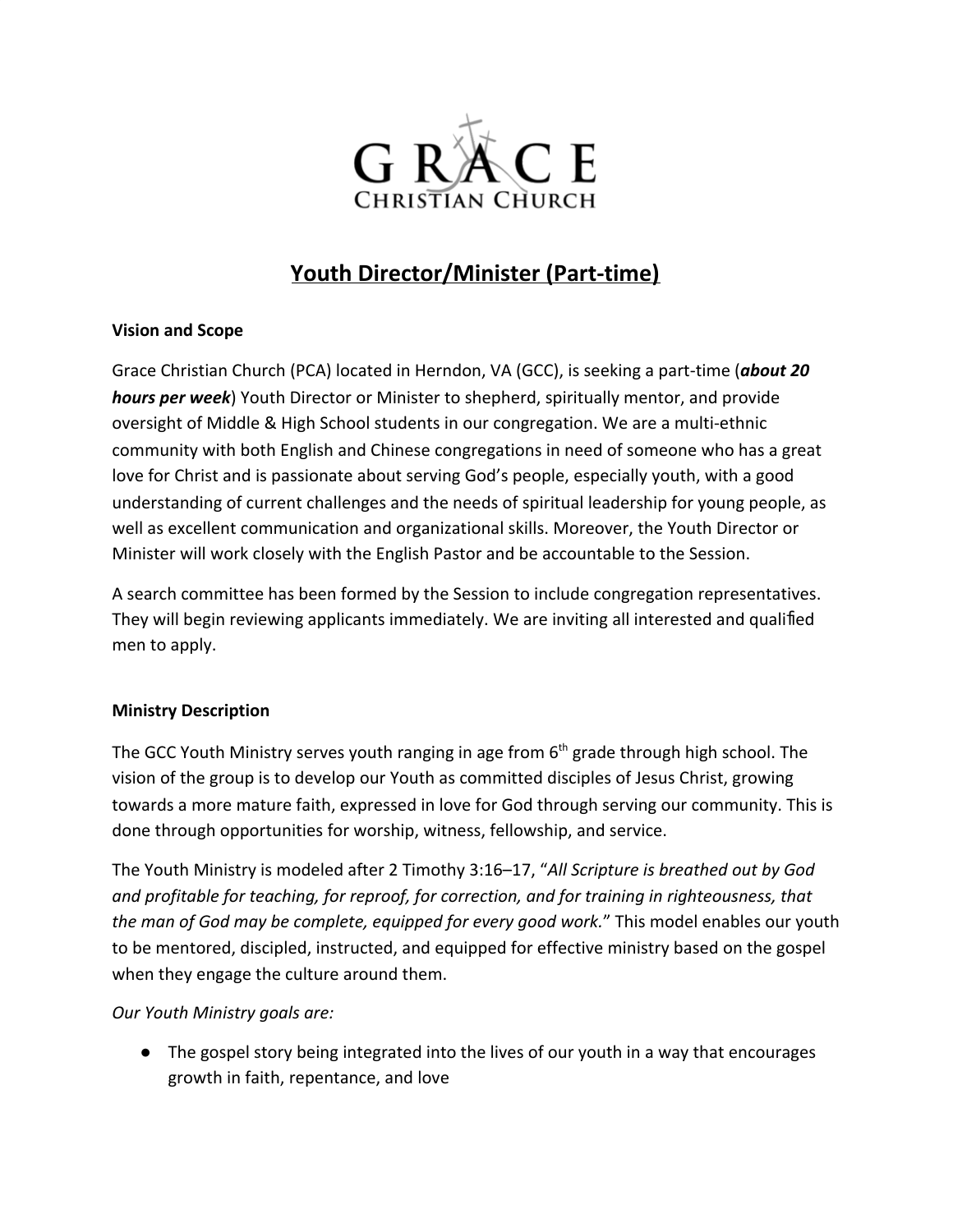GRACE
CHRISTIAN CHURCH

# Youth Director/Minister (Part-time)

**Vision and Scope**

Grace Christian Church (PCA) located in Herndon, VA (GCC), is seeking a part-time (***about 20 hours per week***) Youth Director or Minister to shepherd, spiritually mentor, and provide oversight of Middle & High School students in our congregation. We are a multi-ethnic community with both English and Chinese congregations in need of someone who has a great love for Christ and is passionate about serving God's people, especially youth, with a good understanding of current challenges and the needs of spiritual leadership for young people, as well as excellent communication and organizational skills. Moreover, the Youth Director or Minister will work closely with the English Pastor and be accountable to the Session.

A search committee has been formed by the Session to include congregation representatives. They will begin reviewing applicants immediately. We are inviting all interested and qualified men to apply.

**Ministry Description**

The GCC Youth Ministry serves youth ranging in age from 6th grade through high school. The vision of the group is to develop our Youth as committed disciples of Jesus Christ, growing towards a more mature faith, expressed in love for God through serving our community. This is done through opportunities for worship, witness, fellowship, and service.

The Youth Ministry is modeled after 2 Timothy 3:16–17, "*All Scripture is breathed out by God and profitable for teaching, for reproof, for correction, and for training in righteousness, that the man of God may be complete, equipped for every good work.*" This model enables our youth to be mentored, discipled, instructed, and equipped for effective ministry based on the gospel when they engage the culture around them.

*Our Youth Ministry goals are:*

- The gospel story being integrated into the lives of our youth in a way that encourages growth in faith, repentance, and love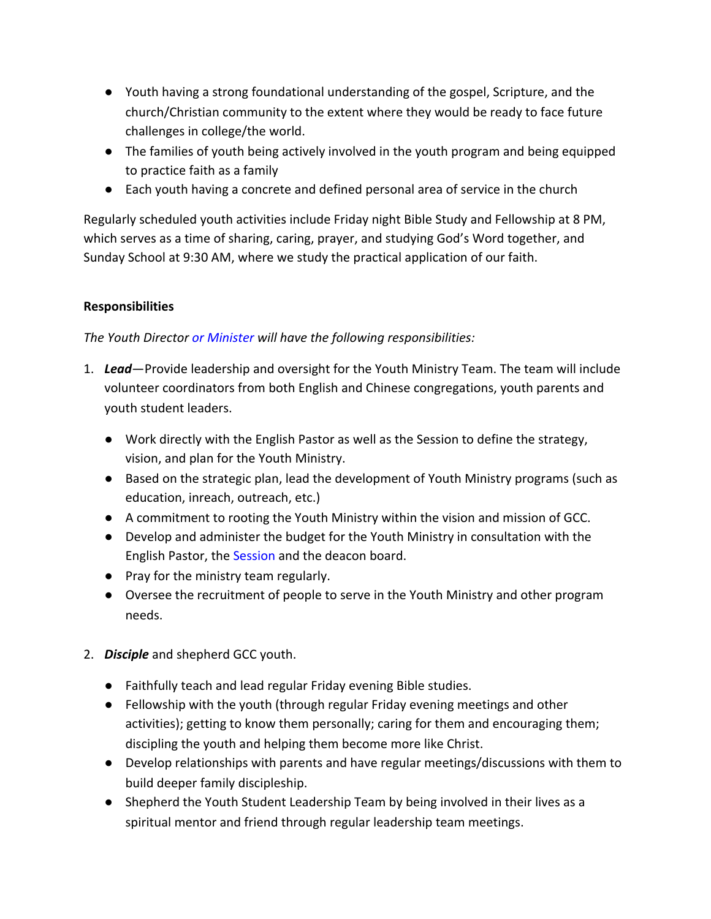- Youth having a strong foundational understanding of the gospel, Scripture, and the church/Christian community to the extent where they would be ready to face future challenges in college/the world.
- The families of youth being actively involved in the youth program and being equipped to practice faith as a family
- Each youth having a concrete and defined personal area of service in the church

Regularly scheduled youth activities include Friday night Bible Study and Fellowship at 8 PM, which serves as a time of sharing, caring, prayer, and studying God's Word together, and Sunday School at 9:30 AM, where we study the practical application of our faith.

**Responsibilities**

*The Youth Director or Minister will have the following responsibilities:*

1. ***Lead***—Provide leadership and oversight for the Youth Ministry Team. The team will include volunteer coordinators from both English and Chinese congregations, youth parents and youth student leaders.
   - Work directly with the English Pastor as well as the Session to define the strategy, vision, and plan for the Youth Ministry.
   - Based on the strategic plan, lead the development of Youth Ministry programs (such as education, inreach, outreach, etc.)
   - A commitment to rooting the Youth Ministry within the vision and mission of GCC.
   - Develop and administer the budget for the Youth Ministry in consultation with the English Pastor, the Session and the deacon board.
   - Pray for the ministry team regularly.
   - Oversee the recruitment of people to serve in the Youth Ministry and other program needs.

2. ***Disciple*** and shepherd GCC youth.
   - Faithfully teach and lead regular Friday evening Bible studies.
   - Fellowship with the youth (through regular Friday evening meetings and other activities); getting to know them personally; caring for them and encouraging them; discipling the youth and helping them become more like Christ.
   - Develop relationships with parents and have regular meetings/discussions with them to build deeper family discipleship.
   - Shepherd the Youth Student Leadership Team by being involved in their lives as a spiritual mentor and friend through regular leadership team meetings.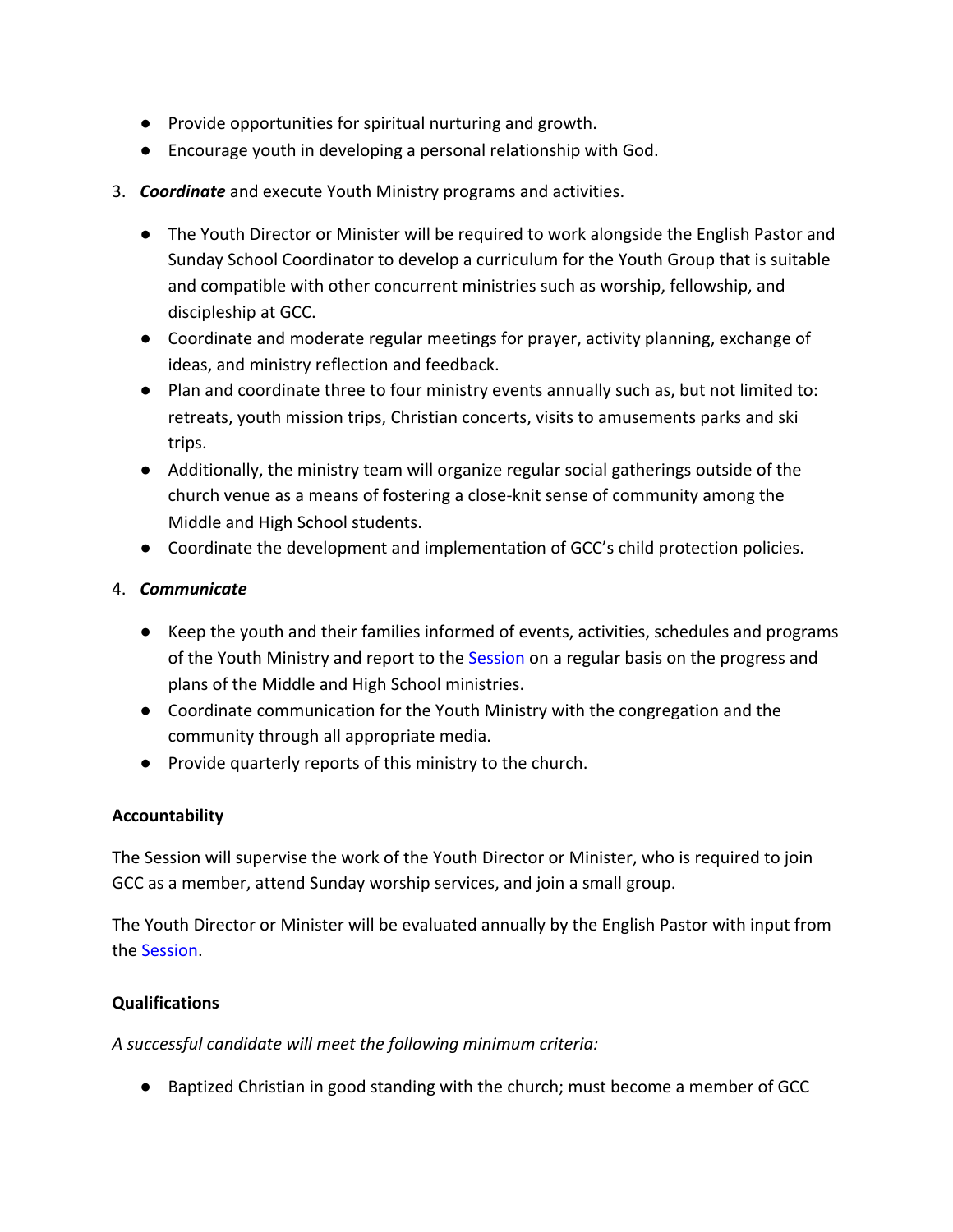- Provide opportunities for spiritual nurturing and growth.
- Encourage youth in developing a personal relationship with God.

3. ***Coordinate*** and execute Youth Ministry programs and activities.

    - The Youth Director or Minister will be required to work alongside the English Pastor and Sunday School Coordinator to develop a curriculum for the Youth Group that is suitable and compatible with other concurrent ministries such as worship, fellowship, and discipleship at GCC.
    - Coordinate and moderate regular meetings for prayer, activity planning, exchange of ideas, and ministry reflection and feedback.
    - Plan and coordinate three to four ministry events annually such as, but not limited to: retreats, youth mission trips, Christian concerts, visits to amusements parks and ski trips.
    - Additionally, the ministry team will organize regular social gatherings outside of the church venue as a means of fostering a close-knit sense of community among the Middle and High School students.
    - Coordinate the development and implementation of GCC's child protection policies.

4. ***Communicate***

    - Keep the youth and their families informed of events, activities, schedules and programs of the Youth Ministry and report to the Session on a regular basis on the progress and plans of the Middle and High School ministries.
    - Coordinate communication for the Youth Ministry with the congregation and the community through all appropriate media.
    - Provide quarterly reports of this ministry to the church.

**Accountability**

The Session will supervise the work of the Youth Director or Minister, who is required to join GCC as a member, attend Sunday worship services, and join a small group.

The Youth Director or Minister will be evaluated annually by the English Pastor with input from the Session.

**Qualifications**

*A successful candidate will meet the following minimum criteria:*

- Baptized Christian in good standing with the church; must become a member of GCC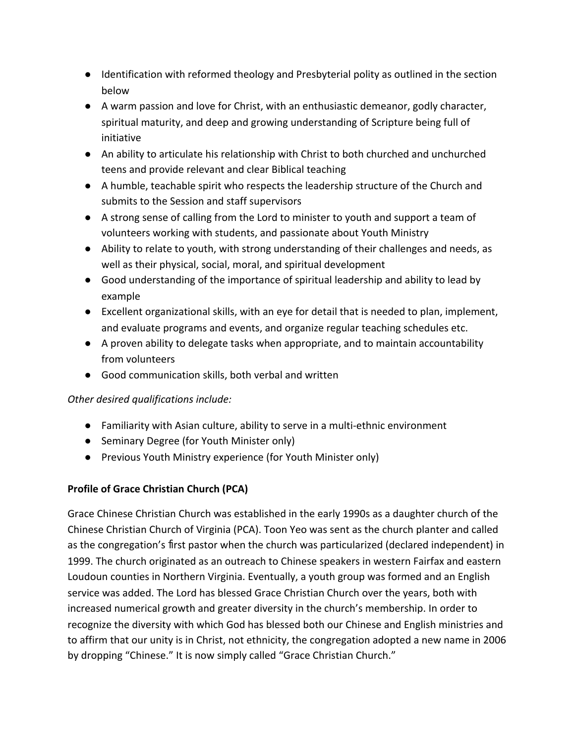- Identification with reformed theology and Presbyterial polity as outlined in the section below
- A warm passion and love for Christ, with an enthusiastic demeanor, godly character, spiritual maturity, and deep and growing understanding of Scripture being full of initiative
- An ability to articulate his relationship with Christ to both churched and unchurched teens and provide relevant and clear Biblical teaching
- A humble, teachable spirit who respects the leadership structure of the Church and submits to the Session and staff supervisors
- A strong sense of calling from the Lord to minister to youth and support a team of volunteers working with students, and passionate about Youth Ministry
- Ability to relate to youth, with strong understanding of their challenges and needs, as well as their physical, social, moral, and spiritual development
- Good understanding of the importance of spiritual leadership and ability to lead by example
- Excellent organizational skills, with an eye for detail that is needed to plan, implement, and evaluate programs and events, and organize regular teaching schedules etc.
- A proven ability to delegate tasks when appropriate, and to maintain accountability from volunteers
- Good communication skills, both verbal and written

*Other desired qualifications include:*

- Familiarity with Asian culture, ability to serve in a multi-ethnic environment
- Seminary Degree (for Youth Minister only)
- Previous Youth Ministry experience (for Youth Minister only)

**Profile of Grace Christian Church (PCA)**

Grace Chinese Christian Church was established in the early 1990s as a daughter church of the Chinese Christian Church of Virginia (PCA). Toon Yeo was sent as the church planter and called as the congregation's first pastor when the church was particularized (declared independent) in 1999. The church originated as an outreach to Chinese speakers in western Fairfax and eastern Loudoun counties in Northern Virginia. Eventually, a youth group was formed and an English service was added. The Lord has blessed Grace Christian Church over the years, both with increased numerical growth and greater diversity in the church's membership. In order to recognize the diversity with which God has blessed both our Chinese and English ministries and to affirm that our unity is in Christ, not ethnicity, the congregation adopted a new name in 2006 by dropping "Chinese." It is now simply called "Grace Christian Church."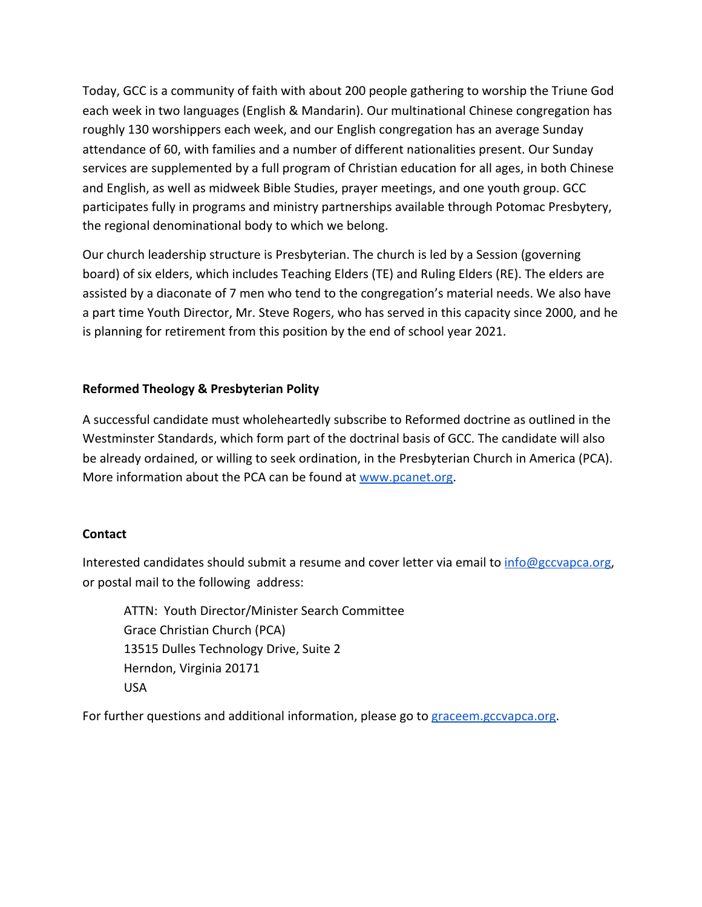Today, GCC is a community of faith with about 200 people gathering to worship the Triune God each week in two languages (English & Mandarin). Our multinational Chinese congregation has roughly 130 worshippers each week, and our English congregation has an average Sunday attendance of 60, with families and a number of different nationalities present. Our Sunday services are supplemented by a full program of Christian education for all ages, in both Chinese and English, as well as midweek Bible Studies, prayer meetings, and one youth group. GCC participates fully in programs and ministry partnerships available through Potomac Presbytery, the regional denominational body to which we belong.

Our church leadership structure is Presbyterian. The church is led by a Session (governing board) of six elders, which includes Teaching Elders (TE) and Ruling Elders (RE). The elders are assisted by a diaconate of 7 men who tend to the congregation's material needs. We also have a part time Youth Director, Mr. Steve Rogers, who has served in this capacity since 2000, and he is planning for retirement from this position by the end of school year 2021.

**Reformed Theology & Presbyterian Polity**

A successful candidate must wholeheartedly subscribe to Reformed doctrine as outlined in the Westminster Standards, which form part of the doctrinal basis of GCC. The candidate will also be already ordained, or willing to seek ordination, in the Presbyterian Church in America (PCA). More information about the PCA can be found at [www.pcanet.org](http://www.pcanet.org).

**Contact**

Interested candidates should submit a resume and cover letter via email to [info@gccvapca.org](mailto:info@gccvapca.org), or postal mail to the following address:

> ATTN: Youth Director/Minister Search Committee
> Grace Christian Church (PCA)
> 13515 Dulles Technology Drive, Suite 2
> Herndon, Virginia 20171
> USA

For further questions and additional information, please go to [graceem.gccvapca.org](http://graceem.gccvapca.org).